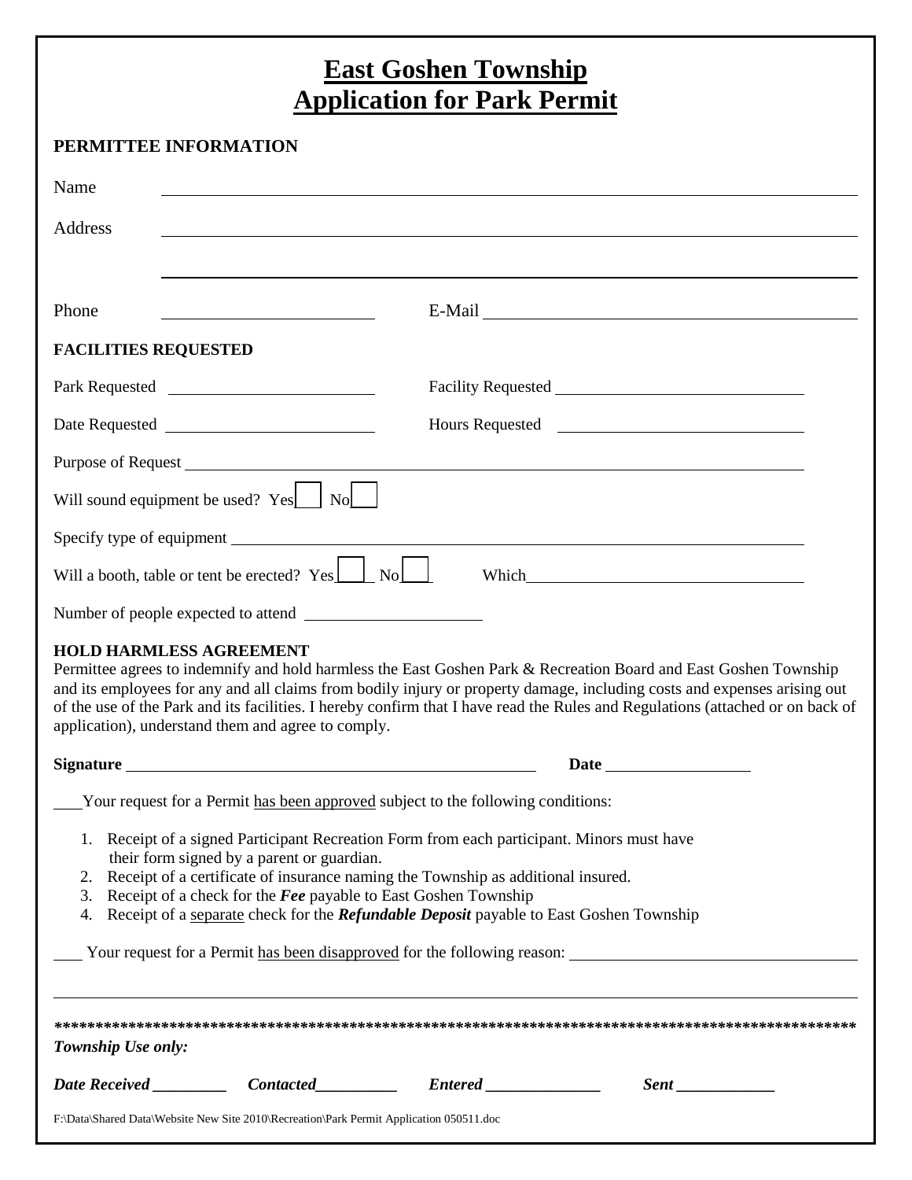# East Goshen Township
# Application for Park Permit

**PERMITTEE INFORMATION**

Name ____________________________________________

Address ____________________________________________

____________________________________________

Phone ____________________ E-Mail ____________________

**FACILITIES REQUESTED**

Park Requested ____________________ Facility Requested ____________________

Date Requested ____________________ Hours Requested ____________________

Purpose of Request ____________________________________________

Will sound equipment be used? Yes ☐ No ☐

Specify type of equipment ____________________________________________

Will a booth, table or tent be erected? Yes ☐ No ☐ Which ____________________

Number of people expected to attend ____________________

**HOLD HARMLESS AGREEMENT**

Permittee agrees to indemnify and hold harmless the East Goshen Park & Recreation Board and East Goshen Township and its employees for any and all claims from bodily injury or property damage, including costs and expenses arising out of the use of the Park and its facilities. I hereby confirm that I have read the Rules and Regulations (attached or on back of application), understand them and agree to comply.

**Signature** ____________________________ **Date** ____________

___ Your request for a Permit has been approved subject to the following conditions:

1. Receipt of a signed Participant Recreation Form from each participant. Minors must have their form signed by a parent or guardian.
2. Receipt of a certificate of insurance naming the Township as additional insured.
3. Receipt of a check for the ***Fee*** payable to East Goshen Township
4. Receipt of a separate check for the ***Refundable Deposit*** payable to East Goshen Township

___ Your request for a Permit has been disapproved for the following reason: ____________________

____________________________________________

***************************************************************************************************

***Township Use only:***

***Date Received*** _________ ***Contacted*** _________ ***Entered*** ______________ ***Sent*** ____________

F:\Data\Shared Data\Website New Site 2010\Recreation\Park Permit Application 050511.doc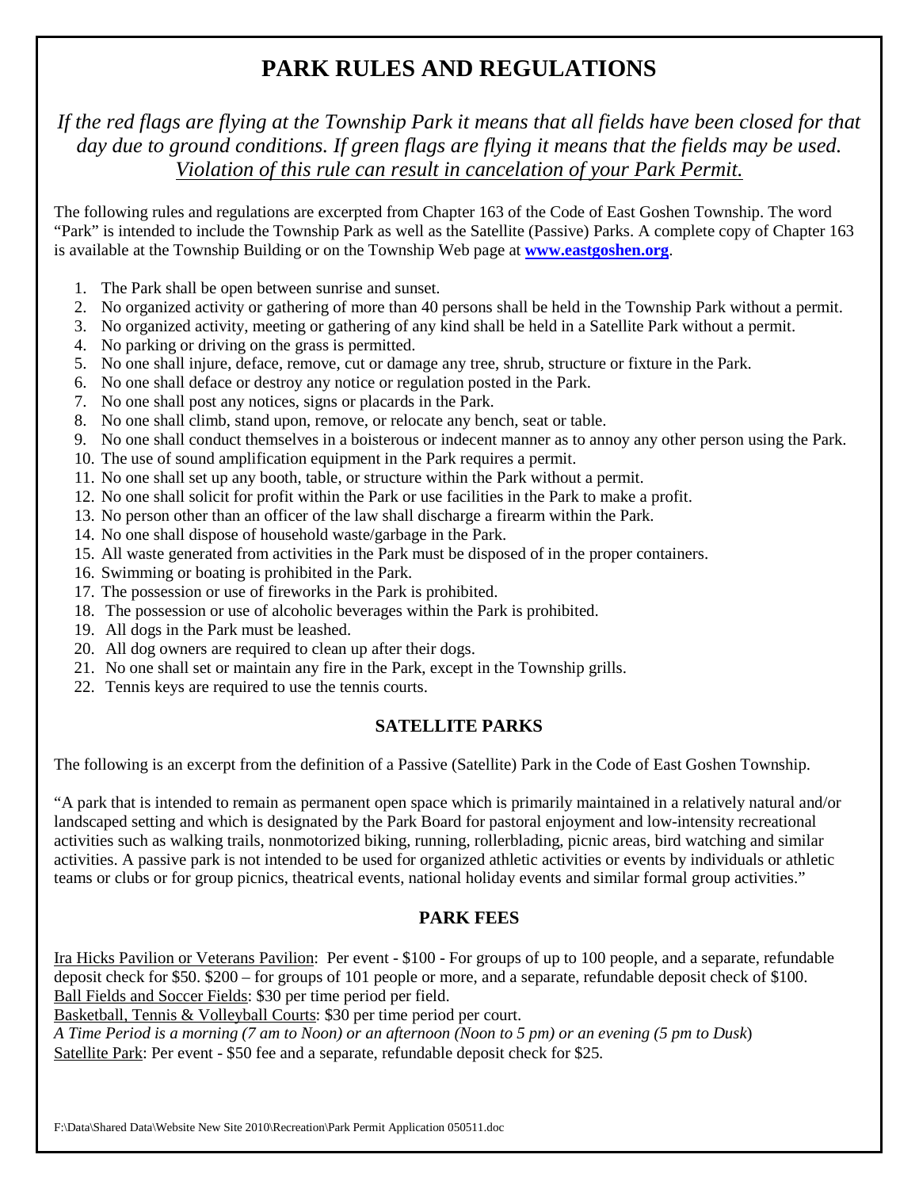# PARK RULES AND REGULATIONS

*If the red flags are flying at the Township Park it means that all fields have been closed for that day due to ground conditions. If green flags are flying it means that the fields may be used. Violation of this rule can result in cancelation of your Park Permit.*

The following rules and regulations are excerpted from Chapter 163 of the Code of East Goshen Township. The word "Park" is intended to include the Township Park as well as the Satellite (Passive) Parks. A complete copy of Chapter 163 is available at the Township Building or on the Township Web page at **www.eastgoshen.org**.

1. The Park shall be open between sunrise and sunset.
2. No organized activity or gathering of more than 40 persons shall be held in the Township Park without a permit.
3. No organized activity, meeting or gathering of any kind shall be held in a Satellite Park without a permit.
4. No parking or driving on the grass is permitted.
5. No one shall injure, deface, remove, cut or damage any tree, shrub, structure or fixture in the Park.
6. No one shall deface or destroy any notice or regulation posted in the Park.
7. No one shall post any notices, signs or placards in the Park.
8. No one shall climb, stand upon, remove, or relocate any bench, seat or table.
9. No one shall conduct themselves in a boisterous or indecent manner as to annoy any other person using the Park.
10. The use of sound amplification equipment in the Park requires a permit.
11. No one shall set up any booth, table, or structure within the Park without a permit.
12. No one shall solicit for profit within the Park or use facilities in the Park to make a profit.
13. No person other than an officer of the law shall discharge a firearm within the Park.
14. No one shall dispose of household waste/garbage in the Park.
15. All waste generated from activities in the Park must be disposed of in the proper containers.
16. Swimming or boating is prohibited in the Park.
17. The possession or use of fireworks in the Park is prohibited.
18. The possession or use of alcoholic beverages within the Park is prohibited.
19. All dogs in the Park must be leashed.
20. All dog owners are required to clean up after their dogs.
21. No one shall set or maintain any fire in the Park, except in the Township grills.
22. Tennis keys are required to use the tennis courts.

## SATELLITE PARKS

The following is an excerpt from the definition of a Passive (Satellite) Park in the Code of East Goshen Township.

"A park that is intended to remain as permanent open space which is primarily maintained in a relatively natural and/or landscaped setting and which is designated by the Park Board for pastoral enjoyment and low-intensity recreational activities such as walking trails, nonmotorized biking, running, rollerblading, picnic areas, bird watching and similar activities. A passive park is not intended to be used for organized athletic activities or events by individuals or athletic teams or clubs or for group picnics, theatrical events, national holiday events and similar formal group activities."

## PARK FEES

Ira Hicks Pavilion or Veterans Pavilion: Per event - \$100 - For groups of up to 100 people, and a separate, refundable deposit check for \$50. \$200 – for groups of 101 people or more, and a separate, refundable deposit check of \$100.
Ball Fields and Soccer Fields: \$30 per time period per field.
Basketball, Tennis & Volleyball Courts: \$30 per time period per court.
*A Time Period is a morning (7 am to Noon) or an afternoon (Noon to 5 pm) or an evening (5 pm to Dusk)*
Satellite Park: Per event - \$50 fee and a separate, refundable deposit check for \$25.

F:\Data\Shared Data\Website New Site 2010\Recreation\Park Permit Application 050511.doc